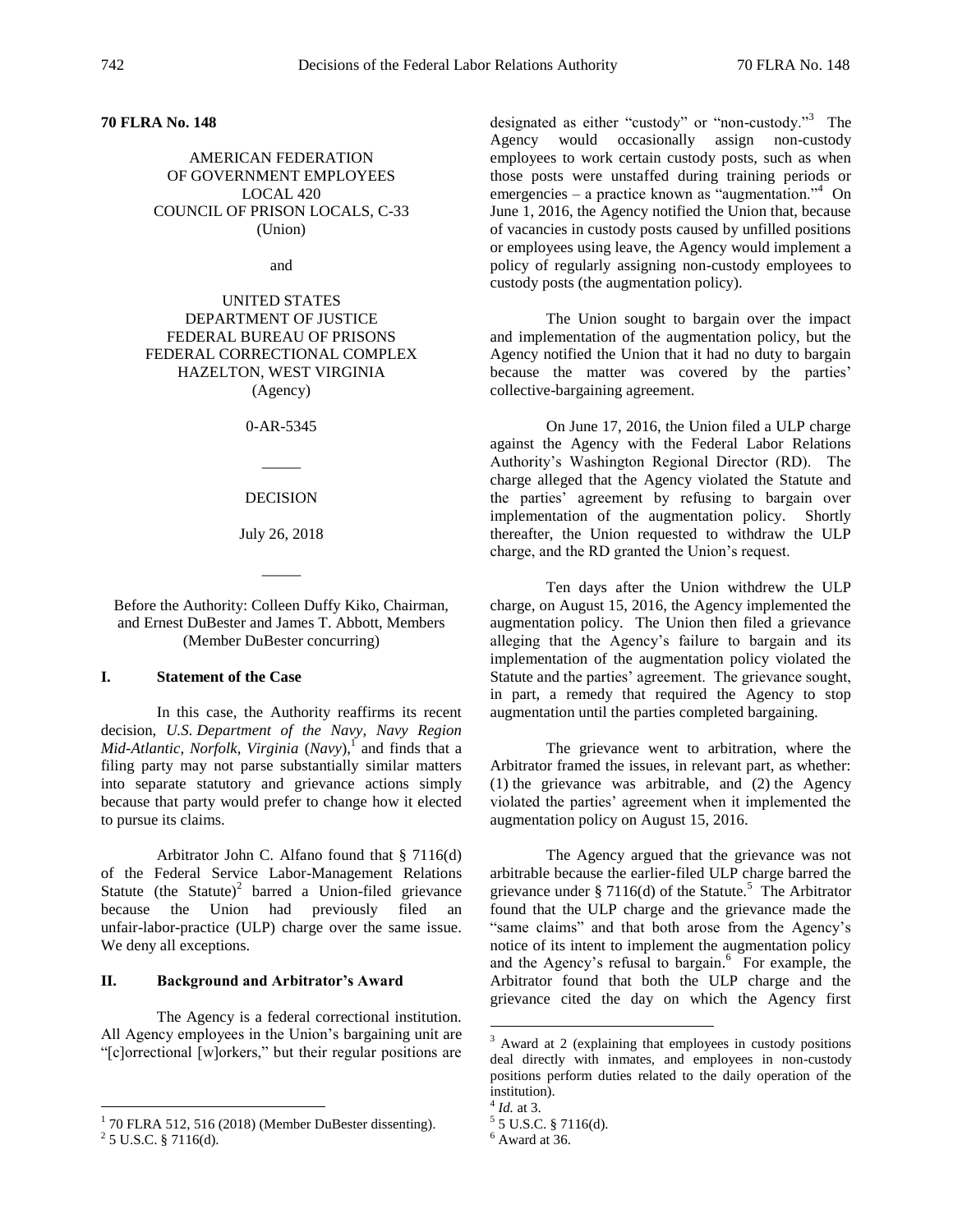**70 FLRA No. 148**

AMERICAN FEDERATION
OF GOVERNMENT EMPLOYEES
LOCAL 420
COUNCIL OF PRISON LOCALS, C-33
(Union)

and

UNITED STATES
DEPARTMENT OF JUSTICE
FEDERAL BUREAU OF PRISONS
FEDERAL CORRECTIONAL COMPLEX
HAZELTON, WEST VIRGINIA
(Agency)

0-AR-5345

_____

DECISION

July 26, 2018

_____

Before the Authority: Colleen Duffy Kiko, Chairman, and Ernest DuBester and James T. Abbott, Members (Member DuBester concurring)

## I. Statement of the Case

In this case, the Authority reaffirms its recent decision, *U.S. Department of the Navy, Navy Region Mid-Atlantic, Norfolk, Virginia* (*Navy*),[1] and finds that a filing party may not parse substantially similar matters into separate statutory and grievance actions simply because that party would prefer to change how it elected to pursue its claims.

Arbitrator John C. Alfano found that § 7116(d) of the Federal Service Labor-Management Relations Statute (the Statute)[2] barred a Union-filed grievance because the Union had previously filed an unfair-labor-practice (ULP) charge over the same issue. We deny all exceptions.

## II. Background and Arbitrator's Award

The Agency is a federal correctional institution. All Agency employees in the Union's bargaining unit are "[c]orrectional [w]orkers," but their regular positions are designated as either "custody" or "non-custody."[3] The Agency would occasionally assign non-custody employees to work certain custody posts, such as when those posts were unstaffed during training periods or emergencies – a practice known as "augmentation."[4] On June 1, 2016, the Agency notified the Union that, because of vacancies in custody posts caused by unfilled positions or employees using leave, the Agency would implement a policy of regularly assigning non-custody employees to custody posts (the augmentation policy).

The Union sought to bargain over the impact and implementation of the augmentation policy, but the Agency notified the Union that it had no duty to bargain because the matter was covered by the parties' collective-bargaining agreement.

On June 17, 2016, the Union filed a ULP charge against the Agency with the Federal Labor Relations Authority's Washington Regional Director (RD). The charge alleged that the Agency violated the Statute and the parties' agreement by refusing to bargain over implementation of the augmentation policy. Shortly thereafter, the Union requested to withdraw the ULP charge, and the RD granted the Union's request.

Ten days after the Union withdrew the ULP charge, on August 15, 2016, the Agency implemented the augmentation policy. The Union then filed a grievance alleging that the Agency's failure to bargain and its implementation of the augmentation policy violated the Statute and the parties' agreement. The grievance sought, in part, a remedy that required the Agency to stop augmentation until the parties completed bargaining.

The grievance went to arbitration, where the Arbitrator framed the issues, in relevant part, as whether: (1) the grievance was arbitrable, and (2) the Agency violated the parties' agreement when it implemented the augmentation policy on August 15, 2016.

The Agency argued that the grievance was not arbitrable because the earlier-filed ULP charge barred the grievance under § 7116(d) of the Statute.[5] The Arbitrator found that the ULP charge and the grievance made the "same claims" and that both arose from the Agency's notice of its intent to implement the augmentation policy and the Agency's refusal to bargain.[6] For example, the Arbitrator found that both the ULP charge and the grievance cited the day on which the Agency first

---

[1] 70 FLRA 512, 516 (2018) (Member DuBester dissenting).

[2] 5 U.S.C. § 7116(d).

[3] Award at 2 (explaining that employees in custody positions deal directly with inmates, and employees in non-custody positions perform duties related to the daily operation of the institution).

[4] *Id.* at 3.

[5] 5 U.S.C. § 7116(d).

[6] Award at 36.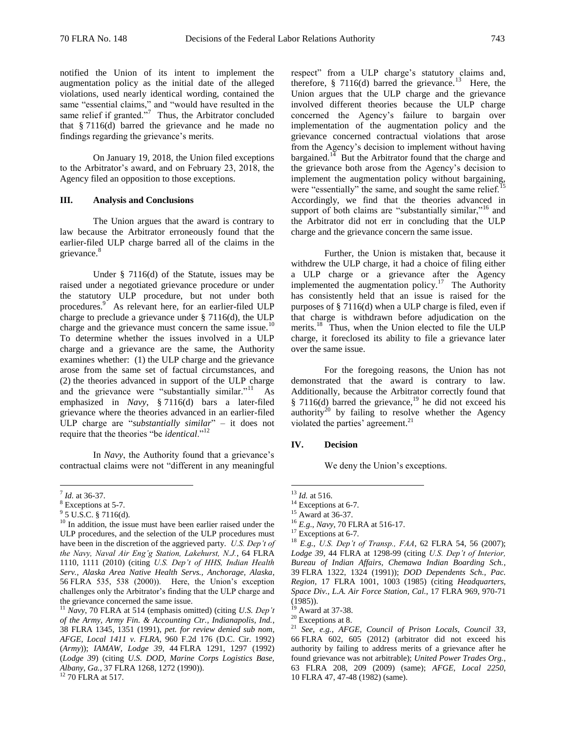notified the Union of its intent to implement the augmentation policy as the initial date of the alleged violations, used nearly identical wording, contained the same "essential claims," and "would have resulted in the same relief if granted."[7] Thus, the Arbitrator concluded that § 7116(d) barred the grievance and he made no findings regarding the grievance's merits.

On January 19, 2018, the Union filed exceptions to the Arbitrator's award, and on February 23, 2018, the Agency filed an opposition to those exceptions.

## III. Analysis and Conclusions

The Union argues that the award is contrary to law because the Arbitrator erroneously found that the earlier-filed ULP charge barred all of the claims in the grievance.[8]

Under § 7116(d) of the Statute, issues may be raised under a negotiated grievance procedure or under the statutory ULP procedure, but not under both procedures.[9] As relevant here, for an earlier-filed ULP charge to preclude a grievance under § 7116(d), the ULP charge and the grievance must concern the same issue.[10] To determine whether the issues involved in a ULP charge and a grievance are the same, the Authority examines whether: (1) the ULP charge and the grievance arose from the same set of factual circumstances, and (2) the theories advanced in support of the ULP charge and the grievance were "substantially similar."[11] As emphasized in *Navy*, § 7116(d) bars a later-filed grievance where the theories advanced in an earlier-filed ULP charge are "*substantially similar*" – it does not require that the theories "be *identical*."[12]

In *Navy*, the Authority found that a grievance's contractual claims were not "different in any meaningful respect" from a ULP charge's statutory claims and, therefore, § 7116(d) barred the grievance.[13] Here, the Union argues that the ULP charge and the grievance involved different theories because the ULP charge concerned the Agency's failure to bargain over implementation of the augmentation policy and the grievance concerned contractual violations that arose from the Agency's decision to implement without having bargained.[14] But the Arbitrator found that the charge and the grievance both arose from the Agency's decision to implement the augmentation policy without bargaining, were "essentially" the same, and sought the same relief.[15] Accordingly, we find that the theories advanced in support of both claims are "substantially similar,"[16] and the Arbitrator did not err in concluding that the ULP charge and the grievance concern the same issue.

Further, the Union is mistaken that, because it withdrew the ULP charge, it had a choice of filing either a ULP charge or a grievance after the Agency implemented the augmentation policy.[17] The Authority has consistently held that an issue is raised for the purposes of § 7116(d) when a ULP charge is filed, even if that charge is withdrawn before adjudication on the merits.[18] Thus, when the Union elected to file the ULP charge, it foreclosed its ability to file a grievance later over the same issue.

For the foregoing reasons, the Union has not demonstrated that the award is contrary to law. Additionally, because the Arbitrator correctly found that § 7116(d) barred the grievance,[19] he did not exceed his authority[20] by failing to resolve whether the Agency violated the parties' agreement.[21]

## IV. Decision

We deny the Union's exceptions.

---

[7] *Id.* at 36-37.

[8] Exceptions at 5-7.

[9] 5 U.S.C. § 7116(d).

[10] In addition, the issue must have been earlier raised under the ULP procedures, and the selection of the ULP procedures must have been in the discretion of the aggrieved party. *U.S. Dep't of the Navy, Naval Air Eng'g Station, Lakehurst, N.J.*, 64 FLRA 1110, 1111 (2010) (citing *U.S. Dep't of HHS, Indian Health Serv., Alaska Area Native Health Servs., Anchorage, Alaska*, 56 FLRA 535, 538 (2000)). Here, the Union's exception challenges only the Arbitrator's finding that the ULP charge and the grievance concerned the same issue.

[11] *Navy*, 70 FLRA at 514 (emphasis omitted) (citing *U.S. Dep't of the Army, Army Fin. & Accounting Ctr., Indianapolis, Ind.*, 38 FLRA 1345, 1351 (1991), *pet. for review denied sub nom, AFGE, Local 1411 v. FLRA*, 960 F.2d 176 (D.C. Cir. 1992) (*Army*)); *IAMAW, Lodge 39*, 44 FLRA 1291, 1297 (1992) (*Lodge 39*) (citing *U.S. DOD, Marine Corps Logistics Base, Albany, Ga.*, 37 FLRA 1268, 1272 (1990)).

[12] 70 FLRA at 517.

[13] *Id.* at 516.

[14] Exceptions at 6-7.

[15] Award at 36-37.

[16] *E.g.*, *Navy*, 70 FLRA at 516-17.

[17] Exceptions at 6-7.

[18] *E.g.*, *U.S. Dep't of Transp., FAA*, 62 FLRA 54, 56 (2007); *Lodge 39*, 44 FLRA at 1298-99 (citing *U.S. Dep't of Interior, Bureau of Indian Affairs, Chemawa Indian Boarding Sch.*, 39 FLRA 1322, 1324 (1991)); *DOD Dependents Sch., Pac. Region*, 17 FLRA 1001, 1003 (1985) (citing *Headquarters, Space Div., L.A. Air Force Station, Cal.*, 17 FLRA 969, 970-71 (1985)).

[19] Award at 37-38.

[20] Exceptions at 8.

[21] *See, e.g.*, *AFGE, Council of Prison Locals, Council 33*, 66 FLRA 602, 605 (2012) (arbitrator did not exceed his authority by failing to address merits of a grievance after he found grievance was not arbitrable); *United Power Trades Org.*, 63 FLRA 208, 209 (2009) (same); *AFGE, Local 2250*, 10 FLRA 47, 47-48 (1982) (same).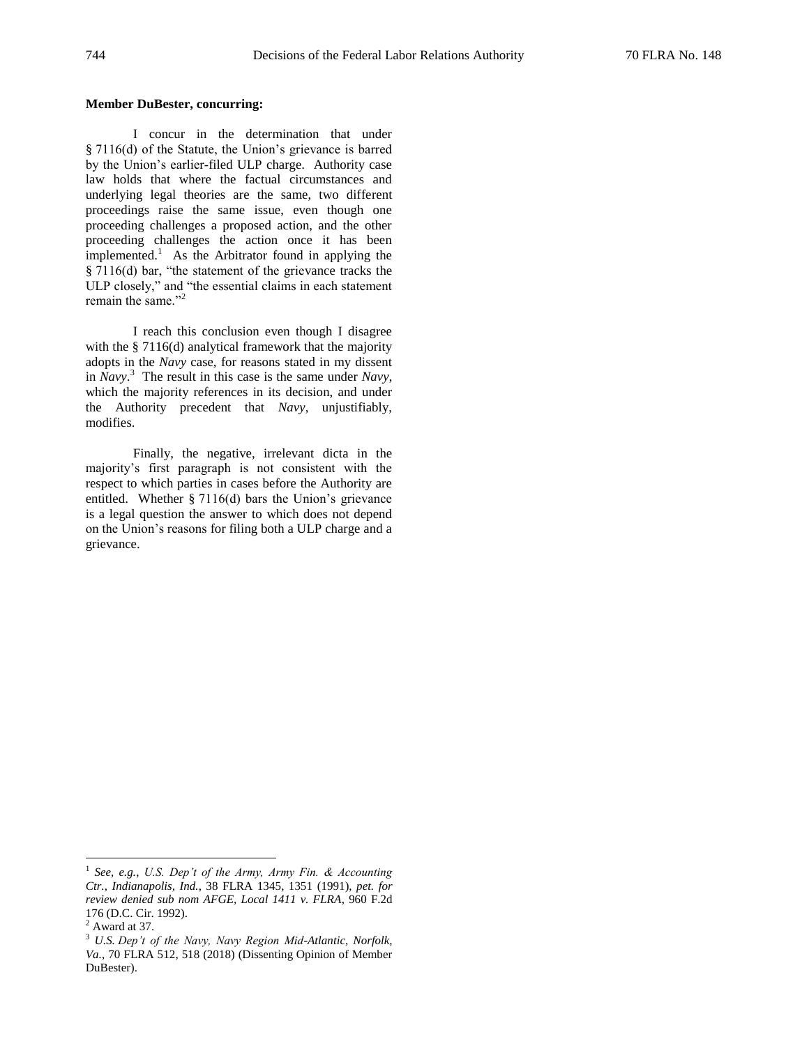**Member DuBester, concurring:**

I concur in the determination that under § 7116(d) of the Statute, the Union's grievance is barred by the Union's earlier-filed ULP charge. Authority case law holds that where the factual circumstances and underlying legal theories are the same, two different proceedings raise the same issue, even though one proceeding challenges a proposed action, and the other proceeding challenges the action once it has been implemented.[1] As the Arbitrator found in applying the § 7116(d) bar, "the statement of the grievance tracks the ULP closely," and "the essential claims in each statement remain the same."[2]

I reach this conclusion even though I disagree with the § 7116(d) analytical framework that the majority adopts in the *Navy* case, for reasons stated in my dissent in *Navy*.[3] The result in this case is the same under *Navy*, which the majority references in its decision, and under the Authority precedent that *Navy*, unjustifiably, modifies.

Finally, the negative, irrelevant dicta in the majority's first paragraph is not consistent with the respect to which parties in cases before the Authority are entitled. Whether § 7116(d) bars the Union's grievance is a legal question the answer to which does not depend on the Union's reasons for filing both a ULP charge and a grievance.

---

[1] *See, e.g.*, *U.S. Dep't of the Army, Army Fin. & Accounting Ctr., Indianapolis, Ind.*, 38 FLRA 1345, 1351 (1991), *pet. for review denied sub nom AFGE, Local 1411 v. FLRA*, 960 F.2d 176 (D.C. Cir. 1992).

[2] Award at 37.

[3] *U.S. Dep't of the Navy, Navy Region Mid-Atlantic, Norfolk, Va.*, 70 FLRA 512, 518 (2018) (Dissenting Opinion of Member DuBester).